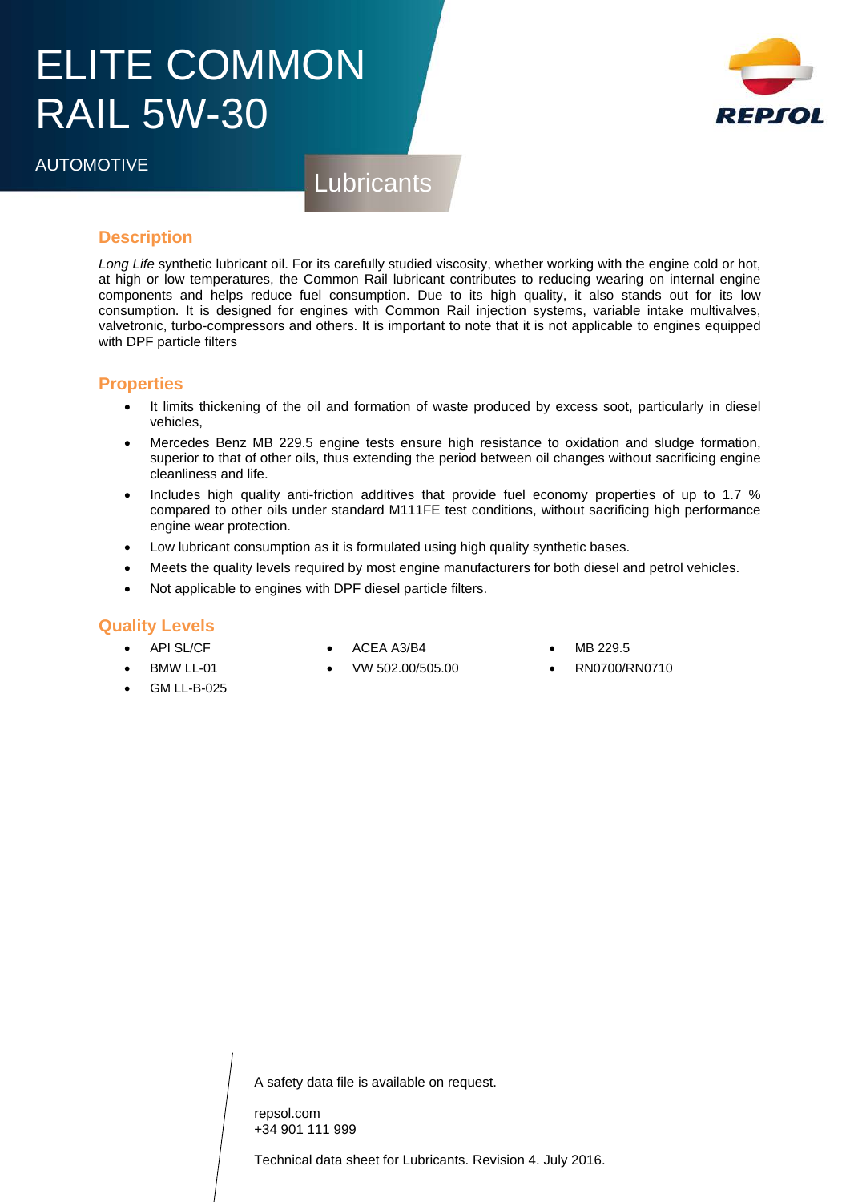# ELITE COMMON RAIL 5W-30

AUTOMOTIVE

Lubricants

## Description

*Long Life* synthetic lubricant oil. For its carefully studied viscosity, whether working with the engine cold or hot, at high or low temperatures, the Common Rail lubricant contributes to reducing wearing on internal engine components and helps reduce fuel consumption. Due to its high quality, it also stands out for its low consumption. It is designed for engines with Common Rail injection systems, variable intake multivalves, valvetronic, turbo-compressors and others. It is important to note that it is not applicable to engines equipped with DPF particle filters

## Properties

- It limits thickening of the oil and formation of waste produced by excess soot, particularly in diesel vehicles,
- Mercedes Benz MB 229.5 engine tests ensure high resistance to oxidation and sludge formation, superior to that of other oils, thus extending the period between oil changes without sacrificing engine cleanliness and life.
- Includes high quality anti-friction additives that provide fuel economy properties of up to 1.7 % compared to other oils under standard M111FE test conditions, without sacrificing high performance engine wear protection.
- Low lubricant consumption as it is formulated using high quality synthetic bases.
- Meets the quality levels required by most engine manufacturers for both diesel and petrol vehicles.
- Not applicable to engines with DPF diesel particle filters.

## Quality Levels

- API SL/CF
- BMW LL-01
- GM LL-B-025
- ACEA A3/B4
- VW 502.00/505.00
- MB 229.5
- RN0700/RN0710

A safety data file is available on request.

repsol.com
+34 901 111 999

Technical data sheet for Lubricants. Revision 4. July 2016.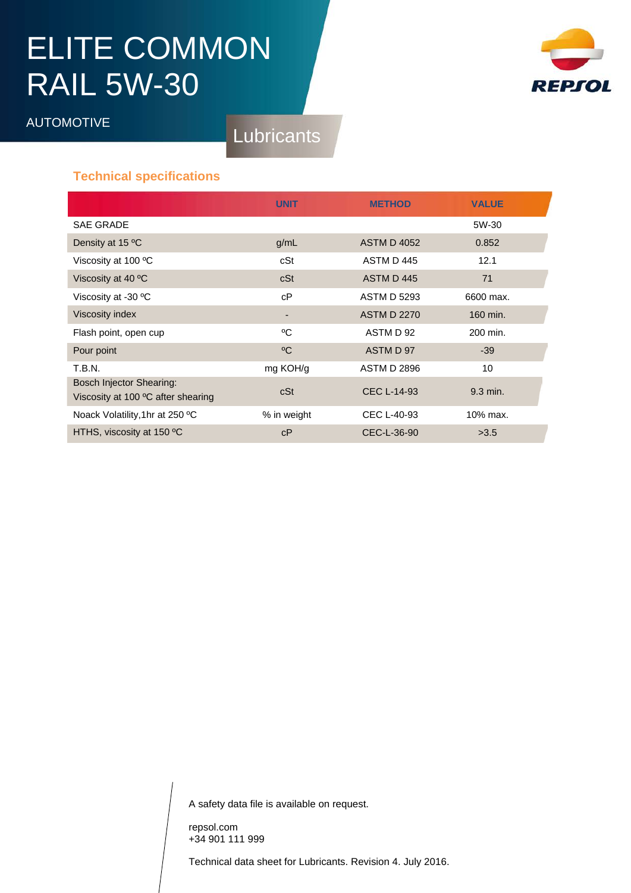# ELITE COMMON RAIL 5W-30

AUTOMOTIVE

Lubricants

## Technical specifications

| | UNIT | METHOD | VALUE |
|---|---|---|---|
| SAE GRADE | | | 5W-30 |
| Density at 15 ºC | g/mL | ASTM D 4052 | 0.852 |
| Viscosity at 100 ºC | cSt | ASTM D 445 | 12.1 |
| Viscosity at 40 ºC | cSt | ASTM D 445 | 71 |
| Viscosity at -30 ºC | cP | ASTM D 5293 | 6600 max. |
| Viscosity index | - | ASTM D 2270 | 160 min. |
| Flash point, open cup | ºC | ASTM D 92 | 200 min. |
| Pour point | ºC | ASTM D 97 | -39 |
| T.B.N. | mg KOH/g | ASTM D 2896 | 10 |
| Bosch Injector Shearing: Viscosity at 100 ºC after shearing | cSt | CEC L-14-93 | 9.3 min. |
| Noack Volatility,1hr at 250 ºC | % in weight | CEC L-40-93 | 10% max. |
| HTHS, viscosity at 150 ºC | cP | CEC-L-36-90 | >3.5 |

A safety data file is available on request.

repsol.com
+34 901 111 999

Technical data sheet for Lubricants. Revision 4. July 2016.